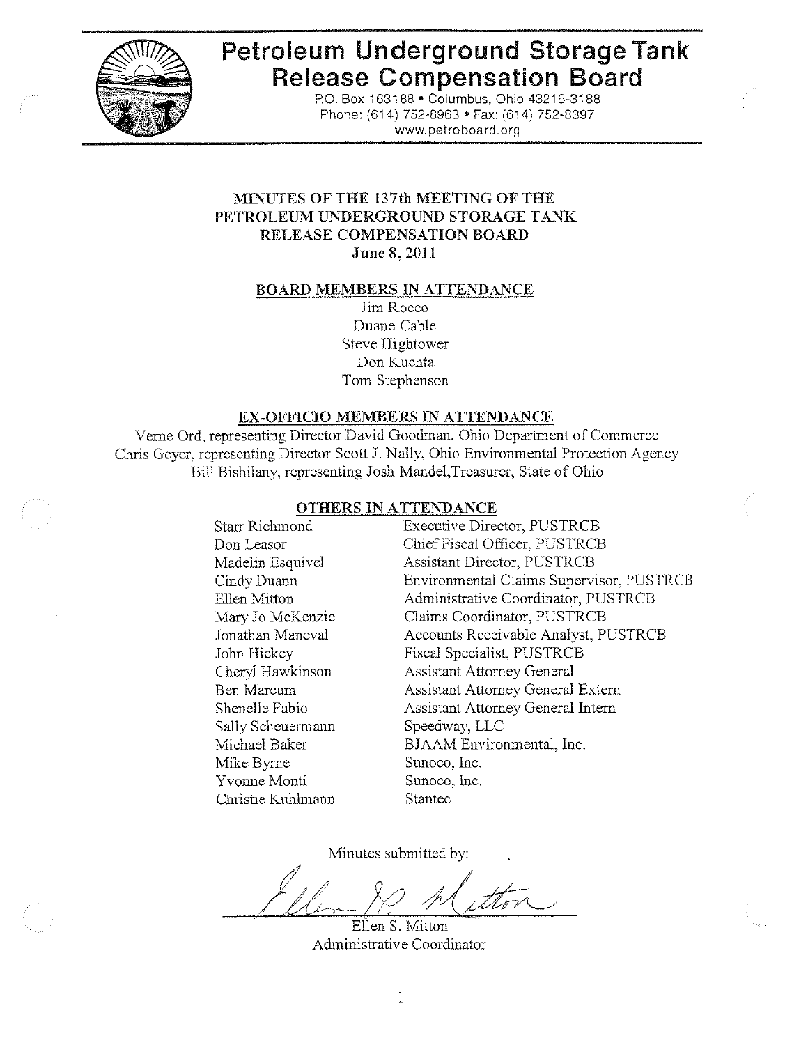# Petroleum Underground Storage Tank Release Compensation Board

P.O. Box 163188 • Columbus, Ohio 43216-3188
Phone: (614) 752-8963 • Fax: (614) 752-8397
www.petroboard.org

## MINUTES OF THE 137th MEETING OF THE PETROLEUM UNDERGROUND STORAGE TANK RELEASE COMPENSATION BOARD

**June 8, 2011**

### BOARD MEMBERS IN ATTENDANCE

Jim Rocco
Duane Cable
Steve Hightower
Don Kuchta
Tom Stephenson

### EX-OFFICIO MEMBERS IN ATTENDANCE

Verne Ord, representing Director David Goodman, Ohio Department of Commerce
Chris Geyer, representing Director Scott J. Nally, Ohio Environmental Protection Agency
Bill Bishilany, representing Josh Mandel,Treasurer, State of Ohio

### OTHERS IN ATTENDANCE

| | |
|---|---|
| Starr Richmond | Executive Director, PUSTRCB |
| Don Leasor | Chief Fiscal Officer, PUSTRCB |
| Madelin Esquivel | Assistant Director, PUSTRCB |
| Cindy Duann | Environmental Claims Supervisor, PUSTRCB |
| Ellen Mitton | Administrative Coordinator, PUSTRCB |
| Mary Jo McKenzie | Claims Coordinator, PUSTRCB |
| Jonathan Maneval | Accounts Receivable Analyst, PUSTRCB |
| John Hickey | Fiscal Specialist, PUSTRCB |
| Cheryl Hawkinson | Assistant Attorney General |
| Ben Marcum | Assistant Attorney General Extern |
| Shenelle Fabio | Assistant Attorney General Intern |
| Sally Scheuermann | Speedway, LLC |
| Michael Baker | BJAAM Environmental, Inc. |
| Mike Byrne | Sunoco, Inc. |
| Yvonne Monti | Sunoco, Inc. |
| Christie Kuhlmann | Stantec |

Minutes submitted by:

Ellen S. Mitton
Administrative Coordinator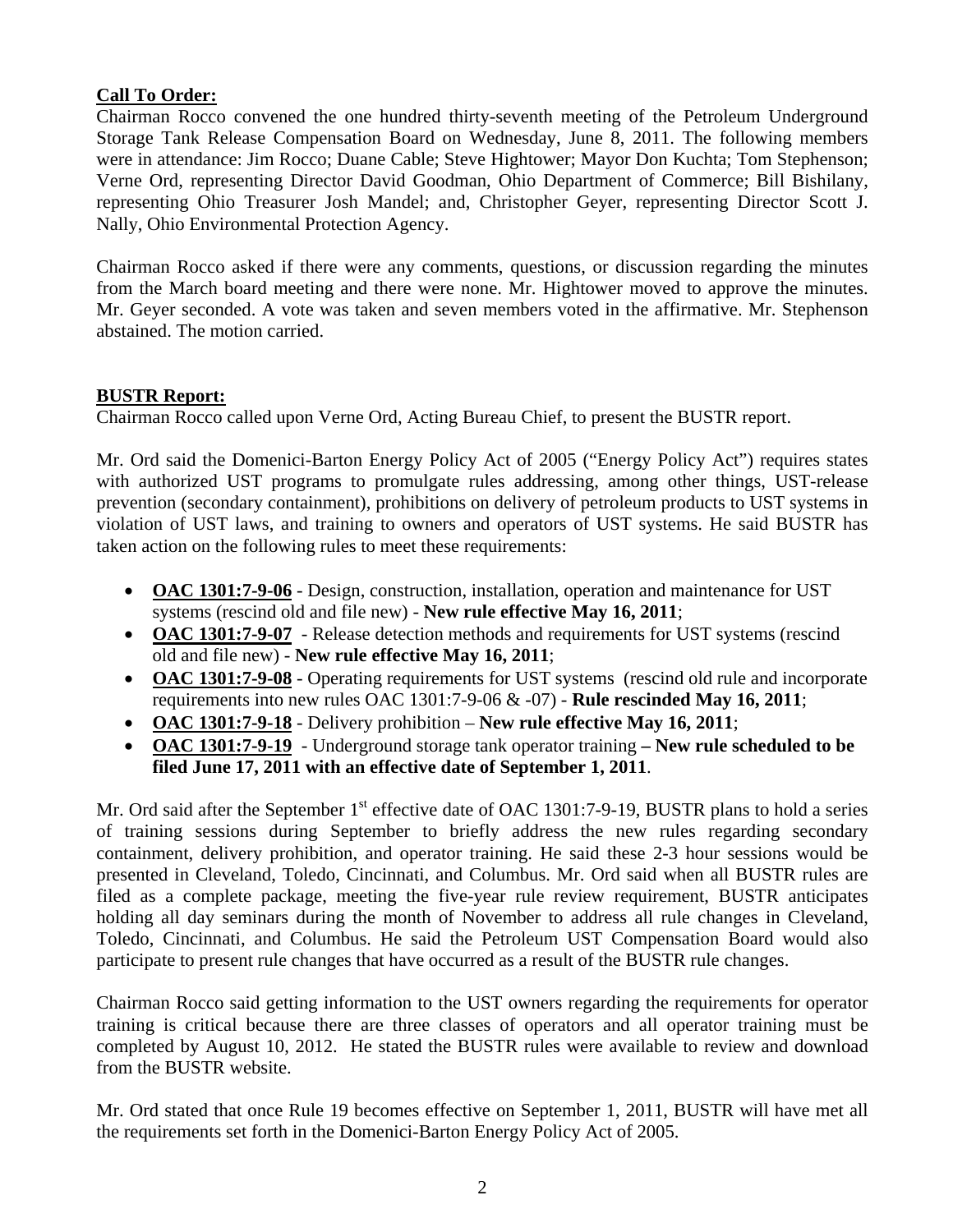**Call To Order:**

Chairman Rocco convened the one hundred thirty-seventh meeting of the Petroleum Underground Storage Tank Release Compensation Board on Wednesday, June 8, 2011. The following members were in attendance: Jim Rocco; Duane Cable; Steve Hightower; Mayor Don Kuchta; Tom Stephenson; Verne Ord, representing Director David Goodman, Ohio Department of Commerce; Bill Bishilany, representing Ohio Treasurer Josh Mandel; and, Christopher Geyer, representing Director Scott J. Nally, Ohio Environmental Protection Agency.

Chairman Rocco asked if there were any comments, questions, or discussion regarding the minutes from the March board meeting and there were none. Mr. Hightower moved to approve the minutes. Mr. Geyer seconded. A vote was taken and seven members voted in the affirmative. Mr. Stephenson abstained. The motion carried.

**BUSTR Report:**

Chairman Rocco called upon Verne Ord, Acting Bureau Chief, to present the BUSTR report.

Mr. Ord said the Domenici-Barton Energy Policy Act of 2005 ("Energy Policy Act") requires states with authorized UST programs to promulgate rules addressing, among other things, UST-release prevention (secondary containment), prohibitions on delivery of petroleum products to UST systems in violation of UST laws, and training to owners and operators of UST systems. He said BUSTR has taken action on the following rules to meet these requirements:

- **OAC 1301:7-9-06** - Design, construction, installation, operation and maintenance for UST systems (rescind old and file new) - **New rule effective May 16, 2011**;
- **OAC 1301:7-9-07** - Release detection methods and requirements for UST systems (rescind old and file new) - **New rule effective May 16, 2011**;
- **OAC 1301:7-9-08** - Operating requirements for UST systems (rescind old rule and incorporate requirements into new rules OAC 1301:7-9-06 & -07) - **Rule rescinded May 16, 2011**;
- **OAC 1301:7-9-18** - Delivery prohibition – **New rule effective May 16, 2011**;
- **OAC 1301:7-9-19** - Underground storage tank operator training **– New rule scheduled to be filed June 17, 2011 with an effective date of September 1, 2011**.

Mr. Ord said after the September 1st effective date of OAC 1301:7-9-19, BUSTR plans to hold a series of training sessions during September to briefly address the new rules regarding secondary containment, delivery prohibition, and operator training. He said these 2-3 hour sessions would be presented in Cleveland, Toledo, Cincinnati, and Columbus. Mr. Ord said when all BUSTR rules are filed as a complete package, meeting the five-year rule review requirement, BUSTR anticipates holding all day seminars during the month of November to address all rule changes in Cleveland, Toledo, Cincinnati, and Columbus. He said the Petroleum UST Compensation Board would also participate to present rule changes that have occurred as a result of the BUSTR rule changes.

Chairman Rocco said getting information to the UST owners regarding the requirements for operator training is critical because there are three classes of operators and all operator training must be completed by August 10, 2012. He stated the BUSTR rules were available to review and download from the BUSTR website.

Mr. Ord stated that once Rule 19 becomes effective on September 1, 2011, BUSTR will have met all the requirements set forth in the Domenici-Barton Energy Policy Act of 2005.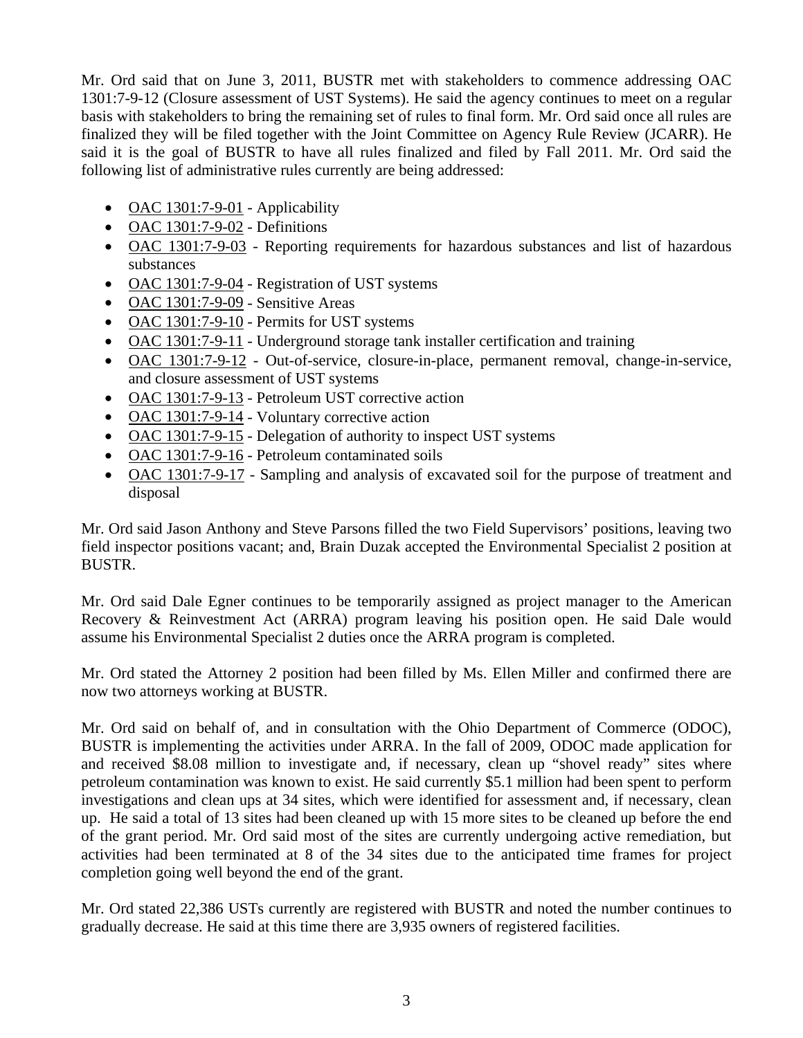Mr. Ord said that on June 3, 2011, BUSTR met with stakeholders to commence addressing OAC 1301:7-9-12 (Closure assessment of UST Systems). He said the agency continues to meet on a regular basis with stakeholders to bring the remaining set of rules to final form. Mr. Ord said once all rules are finalized they will be filed together with the Joint Committee on Agency Rule Review (JCARR). He said it is the goal of BUSTR to have all rules finalized and filed by Fall 2011. Mr. Ord said the following list of administrative rules currently are being addressed:

- OAC 1301:7-9-01 - Applicability
- OAC 1301:7-9-02 - Definitions
- OAC 1301:7-9-03 - Reporting requirements for hazardous substances and list of hazardous substances
- OAC 1301:7-9-04 - Registration of UST systems
- OAC 1301:7-9-09 - Sensitive Areas
- OAC 1301:7-9-10 - Permits for UST systems
- OAC 1301:7-9-11 - Underground storage tank installer certification and training
- OAC 1301:7-9-12 - Out-of-service, closure-in-place, permanent removal, change-in-service, and closure assessment of UST systems
- OAC 1301:7-9-13 - Petroleum UST corrective action
- OAC 1301:7-9-14 - Voluntary corrective action
- OAC 1301:7-9-15 - Delegation of authority to inspect UST systems
- OAC 1301:7-9-16 - Petroleum contaminated soils
- OAC 1301:7-9-17 - Sampling and analysis of excavated soil for the purpose of treatment and disposal

Mr. Ord said Jason Anthony and Steve Parsons filled the two Field Supervisors' positions, leaving two field inspector positions vacant; and, Brain Duzak accepted the Environmental Specialist 2 position at BUSTR.

Mr. Ord said Dale Egner continues to be temporarily assigned as project manager to the American Recovery & Reinvestment Act (ARRA) program leaving his position open. He said Dale would assume his Environmental Specialist 2 duties once the ARRA program is completed.

Mr. Ord stated the Attorney 2 position had been filled by Ms. Ellen Miller and confirmed there are now two attorneys working at BUSTR.

Mr. Ord said on behalf of, and in consultation with the Ohio Department of Commerce (ODOC), BUSTR is implementing the activities under ARRA. In the fall of 2009, ODOC made application for and received \$8.08 million to investigate and, if necessary, clean up "shovel ready" sites where petroleum contamination was known to exist. He said currently \$5.1 million had been spent to perform investigations and clean ups at 34 sites, which were identified for assessment and, if necessary, clean up. He said a total of 13 sites had been cleaned up with 15 more sites to be cleaned up before the end of the grant period. Mr. Ord said most of the sites are currently undergoing active remediation, but activities had been terminated at 8 of the 34 sites due to the anticipated time frames for project completion going well beyond the end of the grant.

Mr. Ord stated 22,386 USTs currently are registered with BUSTR and noted the number continues to gradually decrease. He said at this time there are 3,935 owners of registered facilities.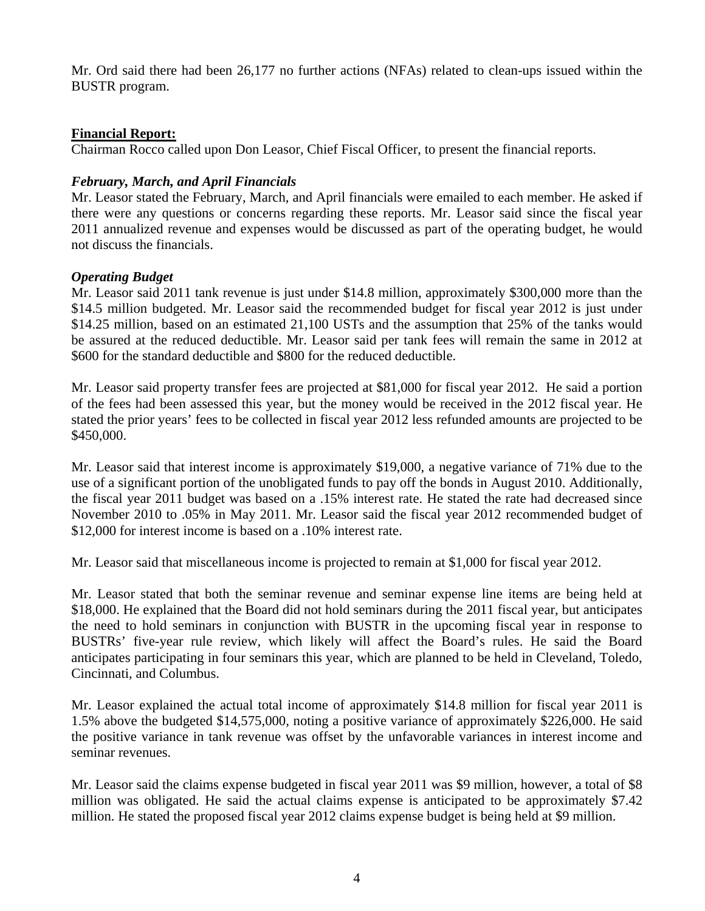Mr. Ord said there had been 26,177 no further actions (NFAs) related to clean-ups issued within the BUSTR program.

**Financial Report:**

Chairman Rocco called upon Don Leasor, Chief Fiscal Officer, to present the financial reports.

***February, March, and April Financials***

Mr. Leasor stated the February, March, and April financials were emailed to each member. He asked if there were any questions or concerns regarding these reports. Mr. Leasor said since the fiscal year 2011 annualized revenue and expenses would be discussed as part of the operating budget, he would not discuss the financials.

***Operating Budget***

Mr. Leasor said 2011 tank revenue is just under $14.8 million, approximately $300,000 more than the $14.5 million budgeted. Mr. Leasor said the recommended budget for fiscal year 2012 is just under $14.25 million, based on an estimated 21,100 USTs and the assumption that 25% of the tanks would be assured at the reduced deductible. Mr. Leasor said per tank fees will remain the same in 2012 at $600 for the standard deductible and $800 for the reduced deductible.

Mr. Leasor said property transfer fees are projected at $81,000 for fiscal year 2012. He said a portion of the fees had been assessed this year, but the money would be received in the 2012 fiscal year. He stated the prior years' fees to be collected in fiscal year 2012 less refunded amounts are projected to be $450,000.

Mr. Leasor said that interest income is approximately $19,000, a negative variance of 71% due to the use of a significant portion of the unobligated funds to pay off the bonds in August 2010. Additionally, the fiscal year 2011 budget was based on a .15% interest rate. He stated the rate had decreased since November 2010 to .05% in May 2011. Mr. Leasor said the fiscal year 2012 recommended budget of $12,000 for interest income is based on a .10% interest rate.

Mr. Leasor said that miscellaneous income is projected to remain at $1,000 for fiscal year 2012.

Mr. Leasor stated that both the seminar revenue and seminar expense line items are being held at $18,000. He explained that the Board did not hold seminars during the 2011 fiscal year, but anticipates the need to hold seminars in conjunction with BUSTR in the upcoming fiscal year in response to BUSTRs' five-year rule review, which likely will affect the Board's rules. He said the Board anticipates participating in four seminars this year, which are planned to be held in Cleveland, Toledo, Cincinnati, and Columbus.

Mr. Leasor explained the actual total income of approximately $14.8 million for fiscal year 2011 is 1.5% above the budgeted $14,575,000, noting a positive variance of approximately $226,000. He said the positive variance in tank revenue was offset by the unfavorable variances in interest income and seminar revenues.

Mr. Leasor said the claims expense budgeted in fiscal year 2011 was $9 million, however, a total of $8 million was obligated. He said the actual claims expense is anticipated to be approximately $7.42 million. He stated the proposed fiscal year 2012 claims expense budget is being held at $9 million.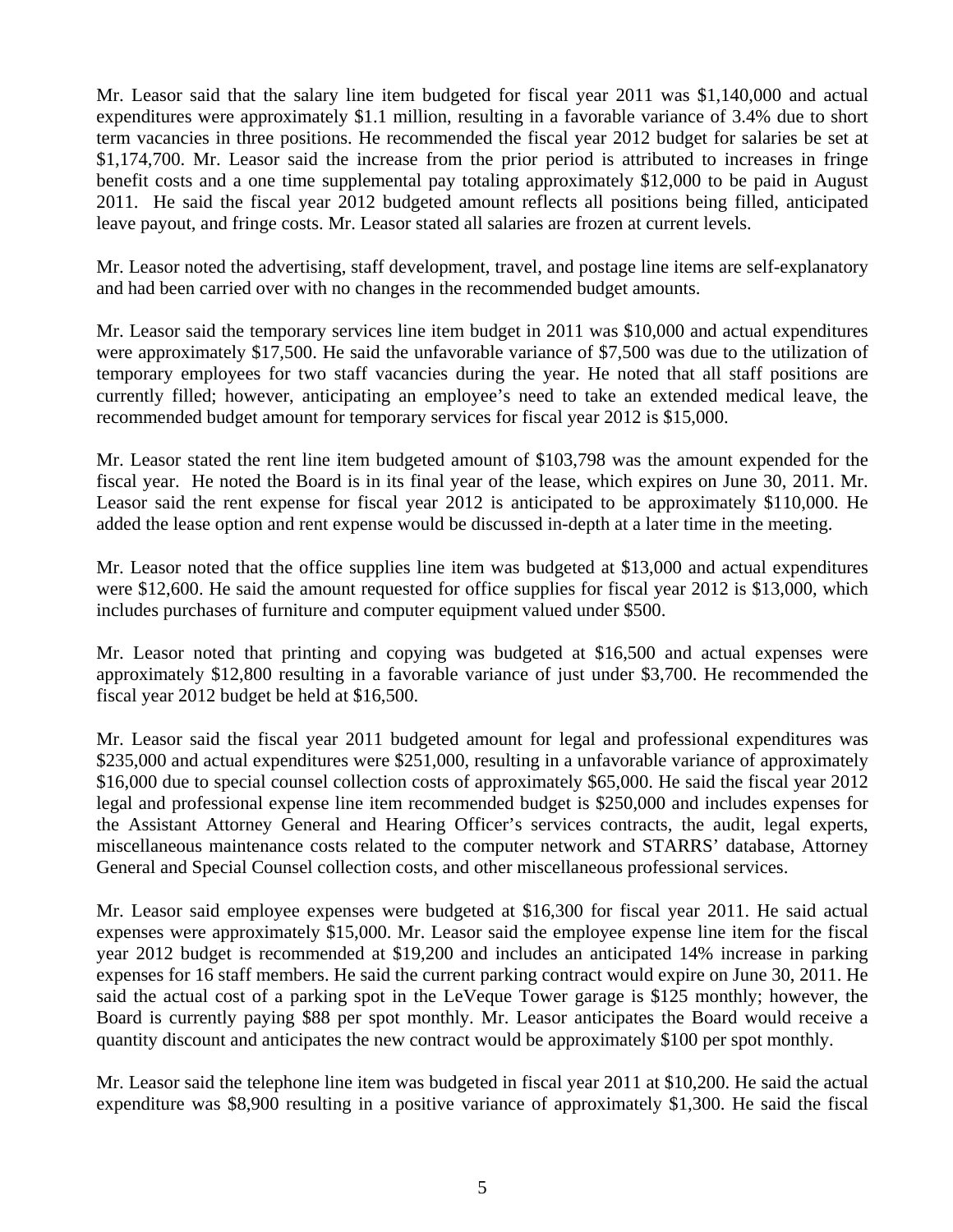Mr. Leasor said that the salary line item budgeted for fiscal year 2011 was $1,140,000 and actual expenditures were approximately $1.1 million, resulting in a favorable variance of 3.4% due to short term vacancies in three positions. He recommended the fiscal year 2012 budget for salaries be set at $1,174,700. Mr. Leasor said the increase from the prior period is attributed to increases in fringe benefit costs and a one time supplemental pay totaling approximately $12,000 to be paid in August 2011. He said the fiscal year 2012 budgeted amount reflects all positions being filled, anticipated leave payout, and fringe costs. Mr. Leasor stated all salaries are frozen at current levels.

Mr. Leasor noted the advertising, staff development, travel, and postage line items are self-explanatory and had been carried over with no changes in the recommended budget amounts.

Mr. Leasor said the temporary services line item budget in 2011 was $10,000 and actual expenditures were approximately $17,500. He said the unfavorable variance of $7,500 was due to the utilization of temporary employees for two staff vacancies during the year. He noted that all staff positions are currently filled; however, anticipating an employee's need to take an extended medical leave, the recommended budget amount for temporary services for fiscal year 2012 is $15,000.

Mr. Leasor stated the rent line item budgeted amount of $103,798 was the amount expended for the fiscal year. He noted the Board is in its final year of the lease, which expires on June 30, 2011. Mr. Leasor said the rent expense for fiscal year 2012 is anticipated to be approximately $110,000. He added the lease option and rent expense would be discussed in-depth at a later time in the meeting.

Mr. Leasor noted that the office supplies line item was budgeted at $13,000 and actual expenditures were $12,600. He said the amount requested for office supplies for fiscal year 2012 is $13,000, which includes purchases of furniture and computer equipment valued under $500.

Mr. Leasor noted that printing and copying was budgeted at $16,500 and actual expenses were approximately $12,800 resulting in a favorable variance of just under $3,700. He recommended the fiscal year 2012 budget be held at $16,500.

Mr. Leasor said the fiscal year 2011 budgeted amount for legal and professional expenditures was $235,000 and actual expenditures were $251,000, resulting in a unfavorable variance of approximately $16,000 due to special counsel collection costs of approximately $65,000. He said the fiscal year 2012 legal and professional expense line item recommended budget is $250,000 and includes expenses for the Assistant Attorney General and Hearing Officer's services contracts, the audit, legal experts, miscellaneous maintenance costs related to the computer network and STARRS' database, Attorney General and Special Counsel collection costs, and other miscellaneous professional services.

Mr. Leasor said employee expenses were budgeted at $16,300 for fiscal year 2011. He said actual expenses were approximately $15,000. Mr. Leasor said the employee expense line item for the fiscal year 2012 budget is recommended at $19,200 and includes an anticipated 14% increase in parking expenses for 16 staff members. He said the current parking contract would expire on June 30, 2011. He said the actual cost of a parking spot in the LeVeque Tower garage is $125 monthly; however, the Board is currently paying $88 per spot monthly. Mr. Leasor anticipates the Board would receive a quantity discount and anticipates the new contract would be approximately $100 per spot monthly.

Mr. Leasor said the telephone line item was budgeted in fiscal year 2011 at $10,200. He said the actual expenditure was $8,900 resulting in a positive variance of approximately $1,300. He said the fiscal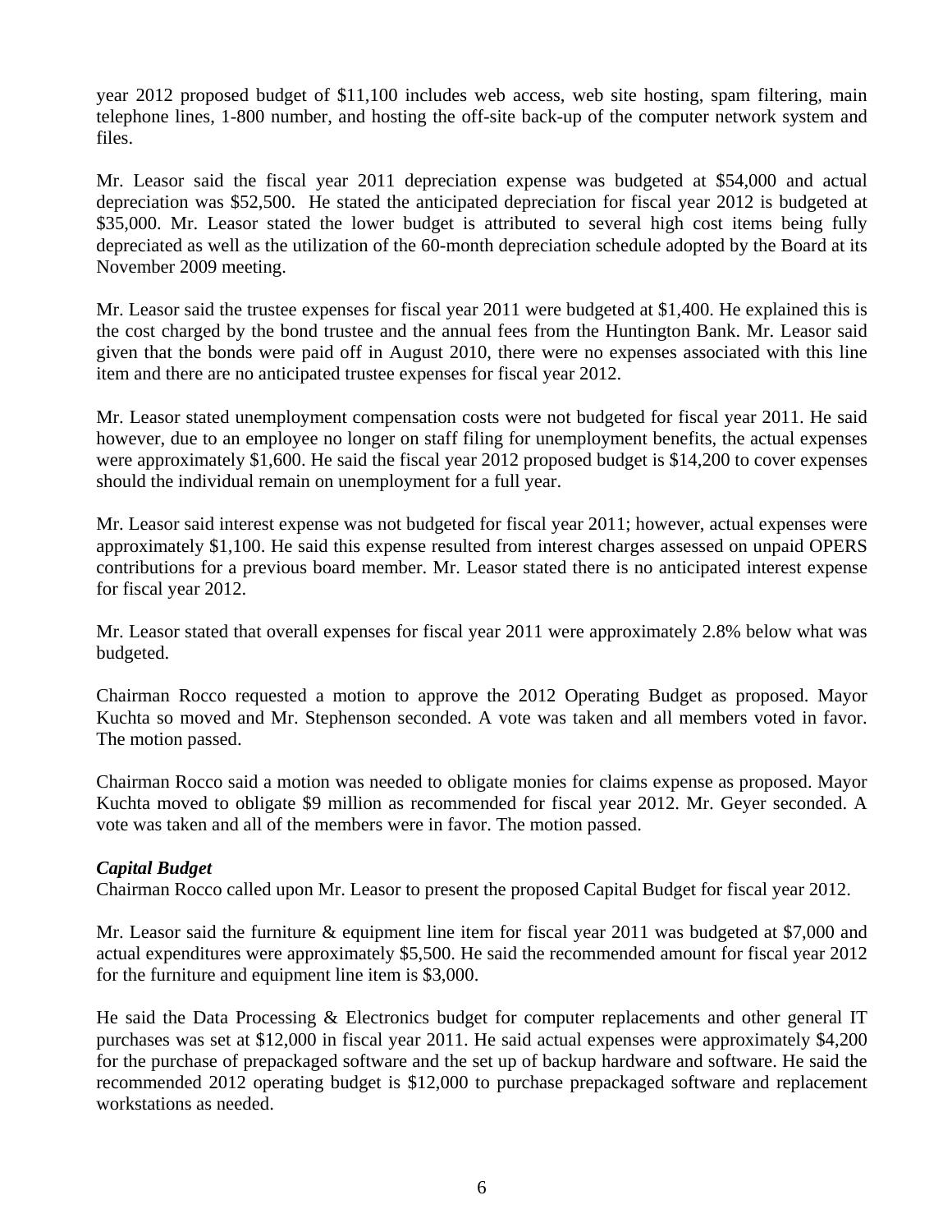year 2012 proposed budget of $11,100 includes web access, web site hosting, spam filtering, main telephone lines, 1-800 number, and hosting the off-site back-up of the computer network system and files.

Mr. Leasor said the fiscal year 2011 depreciation expense was budgeted at $54,000 and actual depreciation was $52,500. He stated the anticipated depreciation for fiscal year 2012 is budgeted at $35,000. Mr. Leasor stated the lower budget is attributed to several high cost items being fully depreciated as well as the utilization of the 60-month depreciation schedule adopted by the Board at its November 2009 meeting.

Mr. Leasor said the trustee expenses for fiscal year 2011 were budgeted at $1,400. He explained this is the cost charged by the bond trustee and the annual fees from the Huntington Bank. Mr. Leasor said given that the bonds were paid off in August 2010, there were no expenses associated with this line item and there are no anticipated trustee expenses for fiscal year 2012.

Mr. Leasor stated unemployment compensation costs were not budgeted for fiscal year 2011. He said however, due to an employee no longer on staff filing for unemployment benefits, the actual expenses were approximately $1,600. He said the fiscal year 2012 proposed budget is $14,200 to cover expenses should the individual remain on unemployment for a full year.

Mr. Leasor said interest expense was not budgeted for fiscal year 2011; however, actual expenses were approximately $1,100. He said this expense resulted from interest charges assessed on unpaid OPERS contributions for a previous board member. Mr. Leasor stated there is no anticipated interest expense for fiscal year 2012.

Mr. Leasor stated that overall expenses for fiscal year 2011 were approximately 2.8% below what was budgeted.

Chairman Rocco requested a motion to approve the 2012 Operating Budget as proposed. Mayor Kuchta so moved and Mr. Stephenson seconded. A vote was taken and all members voted in favor. The motion passed.

Chairman Rocco said a motion was needed to obligate monies for claims expense as proposed. Mayor Kuchta moved to obligate $9 million as recommended for fiscal year 2012. Mr. Geyer seconded. A vote was taken and all of the members were in favor. The motion passed.

***Capital Budget***

Chairman Rocco called upon Mr. Leasor to present the proposed Capital Budget for fiscal year 2012.

Mr. Leasor said the furniture & equipment line item for fiscal year 2011 was budgeted at $7,000 and actual expenditures were approximately $5,500. He said the recommended amount for fiscal year 2012 for the furniture and equipment line item is $3,000.

He said the Data Processing & Electronics budget for computer replacements and other general IT purchases was set at $12,000 in fiscal year 2011. He said actual expenses were approximately $4,200 for the purchase of prepackaged software and the set up of backup hardware and software. He said the recommended 2012 operating budget is $12,000 to purchase prepackaged software and replacement workstations as needed.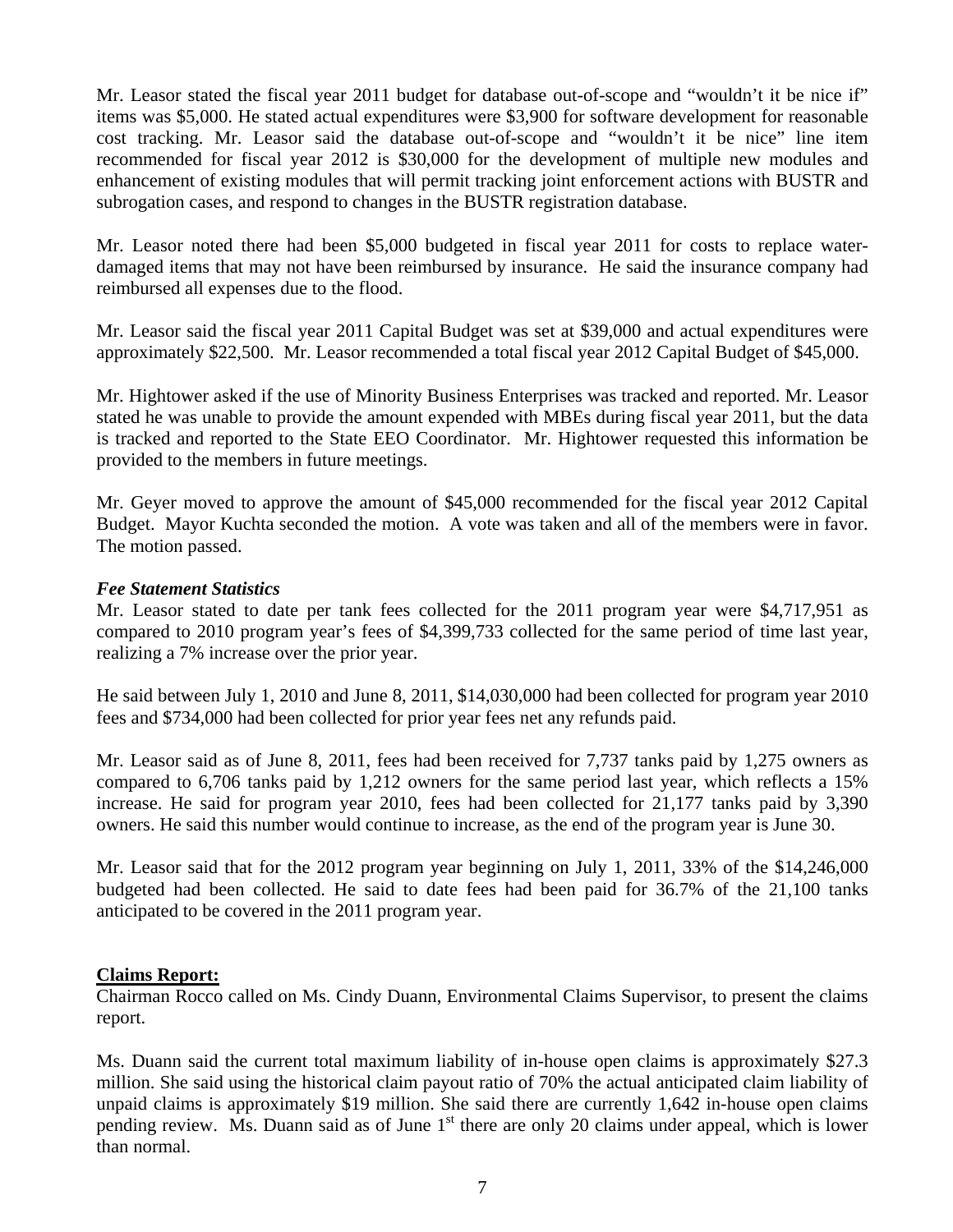Mr. Leasor stated the fiscal year 2011 budget for database out-of-scope and "wouldn't it be nice if" items was $5,000. He stated actual expenditures were $3,900 for software development for reasonable cost tracking. Mr. Leasor said the database out-of-scope and "wouldn't it be nice" line item recommended for fiscal year 2012 is $30,000 for the development of multiple new modules and enhancement of existing modules that will permit tracking joint enforcement actions with BUSTR and subrogation cases, and respond to changes in the BUSTR registration database.

Mr. Leasor noted there had been $5,000 budgeted in fiscal year 2011 for costs to replace water-damaged items that may not have been reimbursed by insurance. He said the insurance company had reimbursed all expenses due to the flood.

Mr. Leasor said the fiscal year 2011 Capital Budget was set at $39,000 and actual expenditures were approximately $22,500. Mr. Leasor recommended a total fiscal year 2012 Capital Budget of $45,000.

Mr. Hightower asked if the use of Minority Business Enterprises was tracked and reported. Mr. Leasor stated he was unable to provide the amount expended with MBEs during fiscal year 2011, but the data is tracked and reported to the State EEO Coordinator. Mr. Hightower requested this information be provided to the members in future meetings.

Mr. Geyer moved to approve the amount of $45,000 recommended for the fiscal year 2012 Capital Budget. Mayor Kuchta seconded the motion. A vote was taken and all of the members were in favor. The motion passed.

***Fee Statement Statistics***

Mr. Leasor stated to date per tank fees collected for the 2011 program year were $4,717,951 as compared to 2010 program year's fees of $4,399,733 collected for the same period of time last year, realizing a 7% increase over the prior year.

He said between July 1, 2010 and June 8, 2011, $14,030,000 had been collected for program year 2010 fees and $734,000 had been collected for prior year fees net any refunds paid.

Mr. Leasor said as of June 8, 2011, fees had been received for 7,737 tanks paid by 1,275 owners as compared to 6,706 tanks paid by 1,212 owners for the same period last year, which reflects a 15% increase. He said for program year 2010, fees had been collected for 21,177 tanks paid by 3,390 owners. He said this number would continue to increase, as the end of the program year is June 30.

Mr. Leasor said that for the 2012 program year beginning on July 1, 2011, 33% of the $14,246,000 budgeted had been collected. He said to date fees had been paid for 36.7% of the 21,100 tanks anticipated to be covered in the 2011 program year.

**Claims Report:**

Chairman Rocco called on Ms. Cindy Duann, Environmental Claims Supervisor, to present the claims report.

Ms. Duann said the current total maximum liability of in-house open claims is approximately $27.3 million. She said using the historical claim payout ratio of 70% the actual anticipated claim liability of unpaid claims is approximately $19 million. She said there are currently 1,642 in-house open claims pending review. Ms. Duann said as of June 1st there are only 20 claims under appeal, which is lower than normal.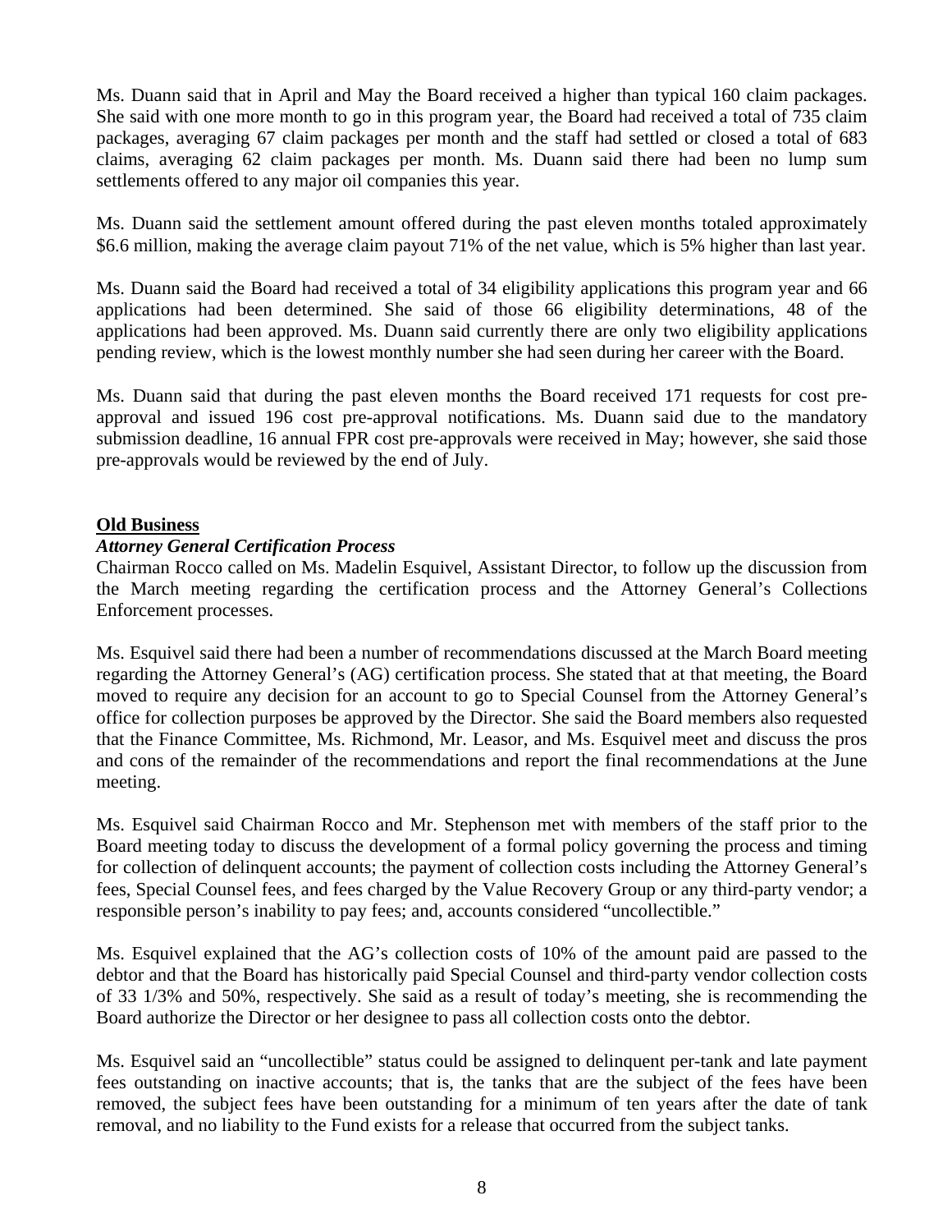Ms. Duann said that in April and May the Board received a higher than typical 160 claim packages. She said with one more month to go in this program year, the Board had received a total of 735 claim packages, averaging 67 claim packages per month and the staff had settled or closed a total of 683 claims, averaging 62 claim packages per month. Ms. Duann said there had been no lump sum settlements offered to any major oil companies this year.

Ms. Duann said the settlement amount offered during the past eleven months totaled approximately \$6.6 million, making the average claim payout 71% of the net value, which is 5% higher than last year.

Ms. Duann said the Board had received a total of 34 eligibility applications this program year and 66 applications had been determined. She said of those 66 eligibility determinations, 48 of the applications had been approved. Ms. Duann said currently there are only two eligibility applications pending review, which is the lowest monthly number she had seen during her career with the Board.

Ms. Duann said that during the past eleven months the Board received 171 requests for cost pre-approval and issued 196 cost pre-approval notifications. Ms. Duann said due to the mandatory submission deadline, 16 annual FPR cost pre-approvals were received in May; however, she said those pre-approvals would be reviewed by the end of July.

**Old Business**

***Attorney General Certification Process***

Chairman Rocco called on Ms. Madelin Esquivel, Assistant Director, to follow up the discussion from the March meeting regarding the certification process and the Attorney General's Collections Enforcement processes.

Ms. Esquivel said there had been a number of recommendations discussed at the March Board meeting regarding the Attorney General's (AG) certification process. She stated that at that meeting, the Board moved to require any decision for an account to go to Special Counsel from the Attorney General's office for collection purposes be approved by the Director. She said the Board members also requested that the Finance Committee, Ms. Richmond, Mr. Leasor, and Ms. Esquivel meet and discuss the pros and cons of the remainder of the recommendations and report the final recommendations at the June meeting.

Ms. Esquivel said Chairman Rocco and Mr. Stephenson met with members of the staff prior to the Board meeting today to discuss the development of a formal policy governing the process and timing for collection of delinquent accounts; the payment of collection costs including the Attorney General's fees, Special Counsel fees, and fees charged by the Value Recovery Group or any third-party vendor; a responsible person's inability to pay fees; and, accounts considered "uncollectible."

Ms. Esquivel explained that the AG's collection costs of 10% of the amount paid are passed to the debtor and that the Board has historically paid Special Counsel and third-party vendor collection costs of 33 1/3% and 50%, respectively. She said as a result of today's meeting, she is recommending the Board authorize the Director or her designee to pass all collection costs onto the debtor.

Ms. Esquivel said an "uncollectible" status could be assigned to delinquent per-tank and late payment fees outstanding on inactive accounts; that is, the tanks that are the subject of the fees have been removed, the subject fees have been outstanding for a minimum of ten years after the date of tank removal, and no liability to the Fund exists for a release that occurred from the subject tanks.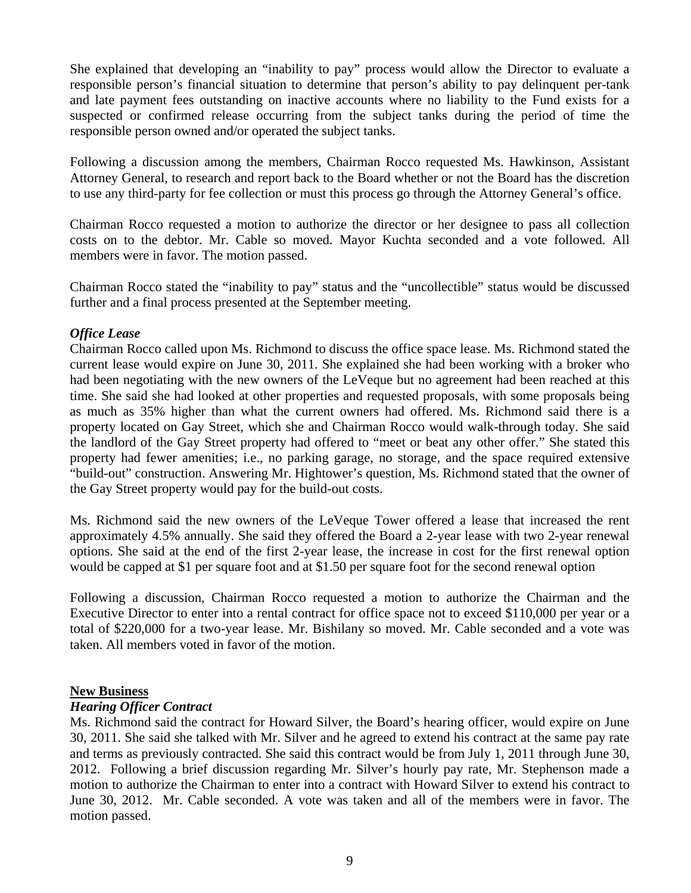She explained that developing an "inability to pay" process would allow the Director to evaluate a responsible person's financial situation to determine that person's ability to pay delinquent per-tank and late payment fees outstanding on inactive accounts where no liability to the Fund exists for a suspected or confirmed release occurring from the subject tanks during the period of time the responsible person owned and/or operated the subject tanks.

Following a discussion among the members, Chairman Rocco requested Ms. Hawkinson, Assistant Attorney General, to research and report back to the Board whether or not the Board has the discretion to use any third-party for fee collection or must this process go through the Attorney General's office.

Chairman Rocco requested a motion to authorize the director or her designee to pass all collection costs on to the debtor. Mr. Cable so moved. Mayor Kuchta seconded and a vote followed. All members were in favor. The motion passed.

Chairman Rocco stated the "inability to pay" status and the "uncollectible" status would be discussed further and a final process presented at the September meeting.

### *Office Lease*

Chairman Rocco called upon Ms. Richmond to discuss the office space lease. Ms. Richmond stated the current lease would expire on June 30, 2011. She explained she had been working with a broker who had been negotiating with the new owners of the LeVeque but no agreement had been reached at this time. She said she had looked at other properties and requested proposals, with some proposals being as much as 35% higher than what the current owners had offered. Ms. Richmond said there is a property located on Gay Street, which she and Chairman Rocco would walk-through today. She said the landlord of the Gay Street property had offered to "meet or beat any other offer." She stated this property had fewer amenities; i.e., no parking garage, no storage, and the space required extensive "build-out" construction. Answering Mr. Hightower's question, Ms. Richmond stated that the owner of the Gay Street property would pay for the build-out costs.

Ms. Richmond said the new owners of the LeVeque Tower offered a lease that increased the rent approximately 4.5% annually. She said they offered the Board a 2-year lease with two 2-year renewal options. She said at the end of the first 2-year lease, the increase in cost for the first renewal option would be capped at $1 per square foot and at $1.50 per square foot for the second renewal option

Following a discussion, Chairman Rocco requested a motion to authorize the Chairman and the Executive Director to enter into a rental contract for office space not to exceed $110,000 per year or a total of $220,000 for a two-year lease. Mr. Bishilany so moved. Mr. Cable seconded and a vote was taken. All members voted in favor of the motion.

## New Business

### *Hearing Officer Contract*

Ms. Richmond said the contract for Howard Silver, the Board's hearing officer, would expire on June 30, 2011. She said she talked with Mr. Silver and he agreed to extend his contract at the same pay rate and terms as previously contracted. She said this contract would be from July 1, 2011 through June 30, 2012. Following a brief discussion regarding Mr. Silver's hourly pay rate, Mr. Stephenson made a motion to authorize the Chairman to enter into a contract with Howard Silver to extend his contract to June 30, 2012. Mr. Cable seconded. A vote was taken and all of the members were in favor. The motion passed.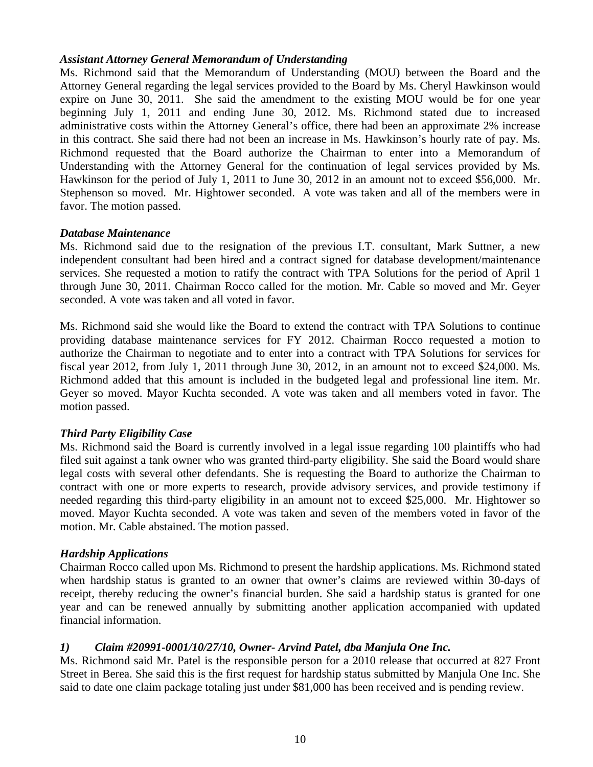***Assistant Attorney General Memorandum of Understanding***

Ms. Richmond said that the Memorandum of Understanding (MOU) between the Board and the Attorney General regarding the legal services provided to the Board by Ms. Cheryl Hawkinson would expire on June 30, 2011. She said the amendment to the existing MOU would be for one year beginning July 1, 2011 and ending June 30, 2012. Ms. Richmond stated due to increased administrative costs within the Attorney General's office, there had been an approximate 2% increase in this contract. She said there had not been an increase in Ms. Hawkinson's hourly rate of pay. Ms. Richmond requested that the Board authorize the Chairman to enter into a Memorandum of Understanding with the Attorney General for the continuation of legal services provided by Ms. Hawkinson for the period of July 1, 2011 to June 30, 2012 in an amount not to exceed $56,000. Mr. Stephenson so moved. Mr. Hightower seconded. A vote was taken and all of the members were in favor. The motion passed.

***Database Maintenance***

Ms. Richmond said due to the resignation of the previous I.T. consultant, Mark Suttner, a new independent consultant had been hired and a contract signed for database development/maintenance services. She requested a motion to ratify the contract with TPA Solutions for the period of April 1 through June 30, 2011. Chairman Rocco called for the motion. Mr. Cable so moved and Mr. Geyer seconded. A vote was taken and all voted in favor.

Ms. Richmond said she would like the Board to extend the contract with TPA Solutions to continue providing database maintenance services for FY 2012. Chairman Rocco requested a motion to authorize the Chairman to negotiate and to enter into a contract with TPA Solutions for services for fiscal year 2012, from July 1, 2011 through June 30, 2012, in an amount not to exceed $24,000. Ms. Richmond added that this amount is included in the budgeted legal and professional line item. Mr. Geyer so moved. Mayor Kuchta seconded. A vote was taken and all members voted in favor. The motion passed.

***Third Party Eligibility Case***

Ms. Richmond said the Board is currently involved in a legal issue regarding 100 plaintiffs who had filed suit against a tank owner who was granted third-party eligibility. She said the Board would share legal costs with several other defendants. She is requesting the Board to authorize the Chairman to contract with one or more experts to research, provide advisory services, and provide testimony if needed regarding this third-party eligibility in an amount not to exceed $25,000. Mr. Hightower so moved. Mayor Kuchta seconded. A vote was taken and seven of the members voted in favor of the motion. Mr. Cable abstained. The motion passed.

***Hardship Applications***

Chairman Rocco called upon Ms. Richmond to present the hardship applications. Ms. Richmond stated when hardship status is granted to an owner that owner's claims are reviewed within 30-days of receipt, thereby reducing the owner's financial burden. She said a hardship status is granted for one year and can be renewed annually by submitting another application accompanied with updated financial information.

***1) Claim #20991-0001/10/27/10, Owner- Arvind Patel, dba Manjula One Inc.***

Ms. Richmond said Mr. Patel is the responsible person for a 2010 release that occurred at 827 Front Street in Berea. She said this is the first request for hardship status submitted by Manjula One Inc. She said to date one claim package totaling just under $81,000 has been received and is pending review.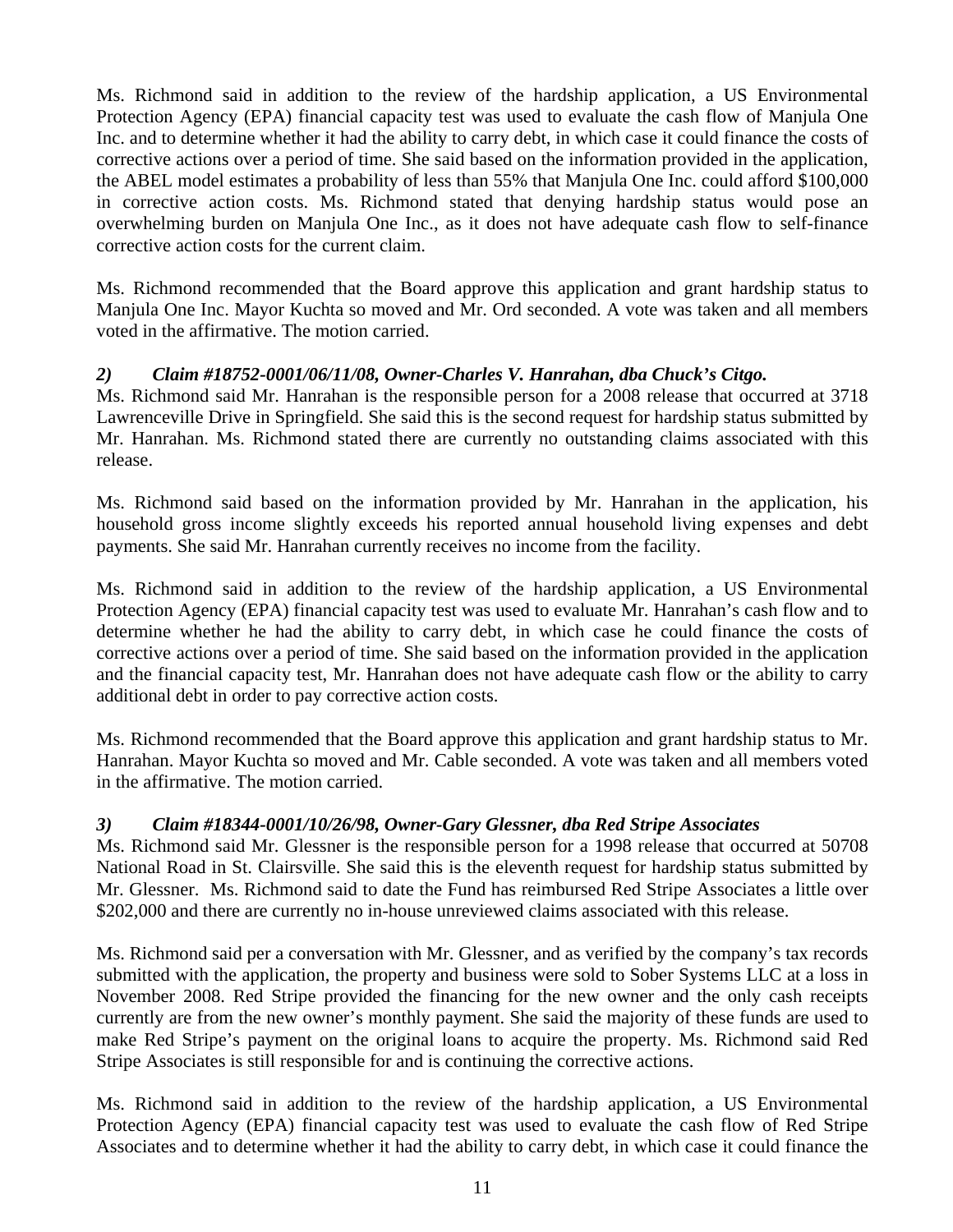Ms. Richmond said in addition to the review of the hardship application, a US Environmental Protection Agency (EPA) financial capacity test was used to evaluate the cash flow of Manjula One Inc. and to determine whether it had the ability to carry debt, in which case it could finance the costs of corrective actions over a period of time. She said based on the information provided in the application, the ABEL model estimates a probability of less than 55% that Manjula One Inc. could afford $100,000 in corrective action costs. Ms. Richmond stated that denying hardship status would pose an overwhelming burden on Manjula One Inc., as it does not have adequate cash flow to self-finance corrective action costs for the current claim.

Ms. Richmond recommended that the Board approve this application and grant hardship status to Manjula One Inc. Mayor Kuchta so moved and Mr. Ord seconded. A vote was taken and all members voted in the affirmative. The motion carried.

### *2) Claim #18752-0001/06/11/08, Owner-Charles V. Hanrahan, dba Chuck's Citgo.*

Ms. Richmond said Mr. Hanrahan is the responsible person for a 2008 release that occurred at 3718 Lawrenceville Drive in Springfield. She said this is the second request for hardship status submitted by Mr. Hanrahan. Ms. Richmond stated there are currently no outstanding claims associated with this release.

Ms. Richmond said based on the information provided by Mr. Hanrahan in the application, his household gross income slightly exceeds his reported annual household living expenses and debt payments. She said Mr. Hanrahan currently receives no income from the facility.

Ms. Richmond said in addition to the review of the hardship application, a US Environmental Protection Agency (EPA) financial capacity test was used to evaluate Mr. Hanrahan's cash flow and to determine whether he had the ability to carry debt, in which case he could finance the costs of corrective actions over a period of time. She said based on the information provided in the application and the financial capacity test, Mr. Hanrahan does not have adequate cash flow or the ability to carry additional debt in order to pay corrective action costs.

Ms. Richmond recommended that the Board approve this application and grant hardship status to Mr. Hanrahan. Mayor Kuchta so moved and Mr. Cable seconded. A vote was taken and all members voted in the affirmative. The motion carried.

### *3) Claim #18344-0001/10/26/98, Owner-Gary Glessner, dba Red Stripe Associates*

Ms. Richmond said Mr. Glessner is the responsible person for a 1998 release that occurred at 50708 National Road in St. Clairsville. She said this is the eleventh request for hardship status submitted by Mr. Glessner. Ms. Richmond said to date the Fund has reimbursed Red Stripe Associates a little over $202,000 and there are currently no in-house unreviewed claims associated with this release.

Ms. Richmond said per a conversation with Mr. Glessner, and as verified by the company's tax records submitted with the application, the property and business were sold to Sober Systems LLC at a loss in November 2008. Red Stripe provided the financing for the new owner and the only cash receipts currently are from the new owner's monthly payment. She said the majority of these funds are used to make Red Stripe's payment on the original loans to acquire the property. Ms. Richmond said Red Stripe Associates is still responsible for and is continuing the corrective actions.

Ms. Richmond said in addition to the review of the hardship application, a US Environmental Protection Agency (EPA) financial capacity test was used to evaluate the cash flow of Red Stripe Associates and to determine whether it had the ability to carry debt, in which case it could finance the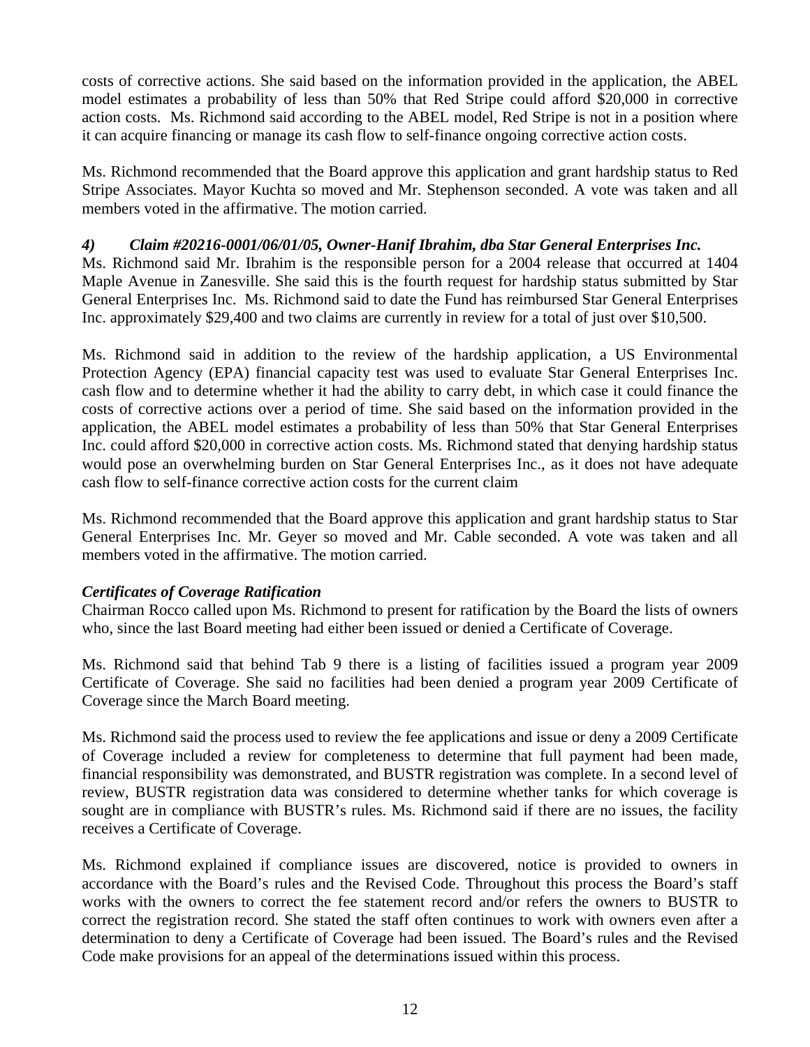costs of corrective actions. She said based on the information provided in the application, the ABEL model estimates a probability of less than 50% that Red Stripe could afford $20,000 in corrective action costs. Ms. Richmond said according to the ABEL model, Red Stripe is not in a position where it can acquire financing or manage its cash flow to self-finance ongoing corrective action costs.

Ms. Richmond recommended that the Board approve this application and grant hardship status to Red Stripe Associates. Mayor Kuchta so moved and Mr. Stephenson seconded. A vote was taken and all members voted in the affirmative. The motion carried.

***4) Claim #20216-0001/06/01/05, Owner-Hanif Ibrahim, dba Star General Enterprises Inc.***

Ms. Richmond said Mr. Ibrahim is the responsible person for a 2004 release that occurred at 1404 Maple Avenue in Zanesville. She said this is the fourth request for hardship status submitted by Star General Enterprises Inc. Ms. Richmond said to date the Fund has reimbursed Star General Enterprises Inc. approximately $29,400 and two claims are currently in review for a total of just over $10,500.

Ms. Richmond said in addition to the review of the hardship application, a US Environmental Protection Agency (EPA) financial capacity test was used to evaluate Star General Enterprises Inc. cash flow and to determine whether it had the ability to carry debt, in which case it could finance the costs of corrective actions over a period of time. She said based on the information provided in the application, the ABEL model estimates a probability of less than 50% that Star General Enterprises Inc. could afford $20,000 in corrective action costs. Ms. Richmond stated that denying hardship status would pose an overwhelming burden on Star General Enterprises Inc., as it does not have adequate cash flow to self-finance corrective action costs for the current claim

Ms. Richmond recommended that the Board approve this application and grant hardship status to Star General Enterprises Inc. Mr. Geyer so moved and Mr. Cable seconded. A vote was taken and all members voted in the affirmative. The motion carried.

***Certificates of Coverage Ratification***

Chairman Rocco called upon Ms. Richmond to present for ratification by the Board the lists of owners who, since the last Board meeting had either been issued or denied a Certificate of Coverage.

Ms. Richmond said that behind Tab 9 there is a listing of facilities issued a program year 2009 Certificate of Coverage. She said no facilities had been denied a program year 2009 Certificate of Coverage since the March Board meeting.

Ms. Richmond said the process used to review the fee applications and issue or deny a 2009 Certificate of Coverage included a review for completeness to determine that full payment had been made, financial responsibility was demonstrated, and BUSTR registration was complete. In a second level of review, BUSTR registration data was considered to determine whether tanks for which coverage is sought are in compliance with BUSTR's rules. Ms. Richmond said if there are no issues, the facility receives a Certificate of Coverage.

Ms. Richmond explained if compliance issues are discovered, notice is provided to owners in accordance with the Board's rules and the Revised Code. Throughout this process the Board's staff works with the owners to correct the fee statement record and/or refers the owners to BUSTR to correct the registration record. She stated the staff often continues to work with owners even after a determination to deny a Certificate of Coverage had been issued. The Board's rules and the Revised Code make provisions for an appeal of the determinations issued within this process.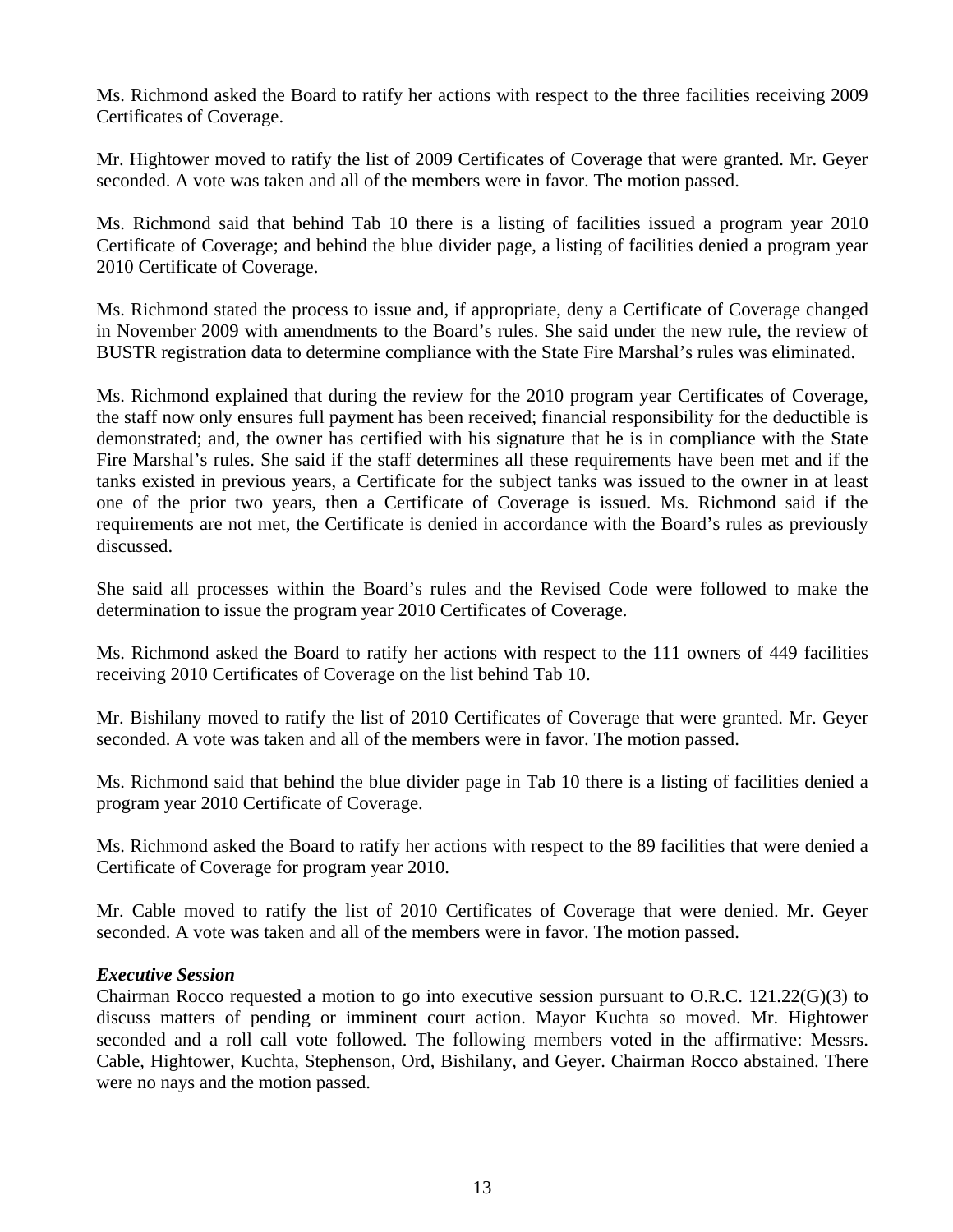Ms. Richmond asked the Board to ratify her actions with respect to the three facilities receiving 2009 Certificates of Coverage.

Mr. Hightower moved to ratify the list of 2009 Certificates of Coverage that were granted. Mr. Geyer seconded. A vote was taken and all of the members were in favor. The motion passed.

Ms. Richmond said that behind Tab 10 there is a listing of facilities issued a program year 2010 Certificate of Coverage; and behind the blue divider page, a listing of facilities denied a program year 2010 Certificate of Coverage.

Ms. Richmond stated the process to issue and, if appropriate, deny a Certificate of Coverage changed in November 2009 with amendments to the Board's rules. She said under the new rule, the review of BUSTR registration data to determine compliance with the State Fire Marshal's rules was eliminated.

Ms. Richmond explained that during the review for the 2010 program year Certificates of Coverage, the staff now only ensures full payment has been received; financial responsibility for the deductible is demonstrated; and, the owner has certified with his signature that he is in compliance with the State Fire Marshal's rules. She said if the staff determines all these requirements have been met and if the tanks existed in previous years, a Certificate for the subject tanks was issued to the owner in at least one of the prior two years, then a Certificate of Coverage is issued. Ms. Richmond said if the requirements are not met, the Certificate is denied in accordance with the Board's rules as previously discussed.

She said all processes within the Board's rules and the Revised Code were followed to make the determination to issue the program year 2010 Certificates of Coverage.

Ms. Richmond asked the Board to ratify her actions with respect to the 111 owners of 449 facilities receiving 2010 Certificates of Coverage on the list behind Tab 10.

Mr. Bishilany moved to ratify the list of 2010 Certificates of Coverage that were granted. Mr. Geyer seconded. A vote was taken and all of the members were in favor. The motion passed.

Ms. Richmond said that behind the blue divider page in Tab 10 there is a listing of facilities denied a program year 2010 Certificate of Coverage.

Ms. Richmond asked the Board to ratify her actions with respect to the 89 facilities that were denied a Certificate of Coverage for program year 2010.

Mr. Cable moved to ratify the list of 2010 Certificates of Coverage that were denied. Mr. Geyer seconded. A vote was taken and all of the members were in favor. The motion passed.

***Executive Session***

Chairman Rocco requested a motion to go into executive session pursuant to O.R.C. 121.22(G)(3) to discuss matters of pending or imminent court action. Mayor Kuchta so moved. Mr. Hightower seconded and a roll call vote followed. The following members voted in the affirmative: Messrs. Cable, Hightower, Kuchta, Stephenson, Ord, Bishilany, and Geyer. Chairman Rocco abstained. There were no nays and the motion passed.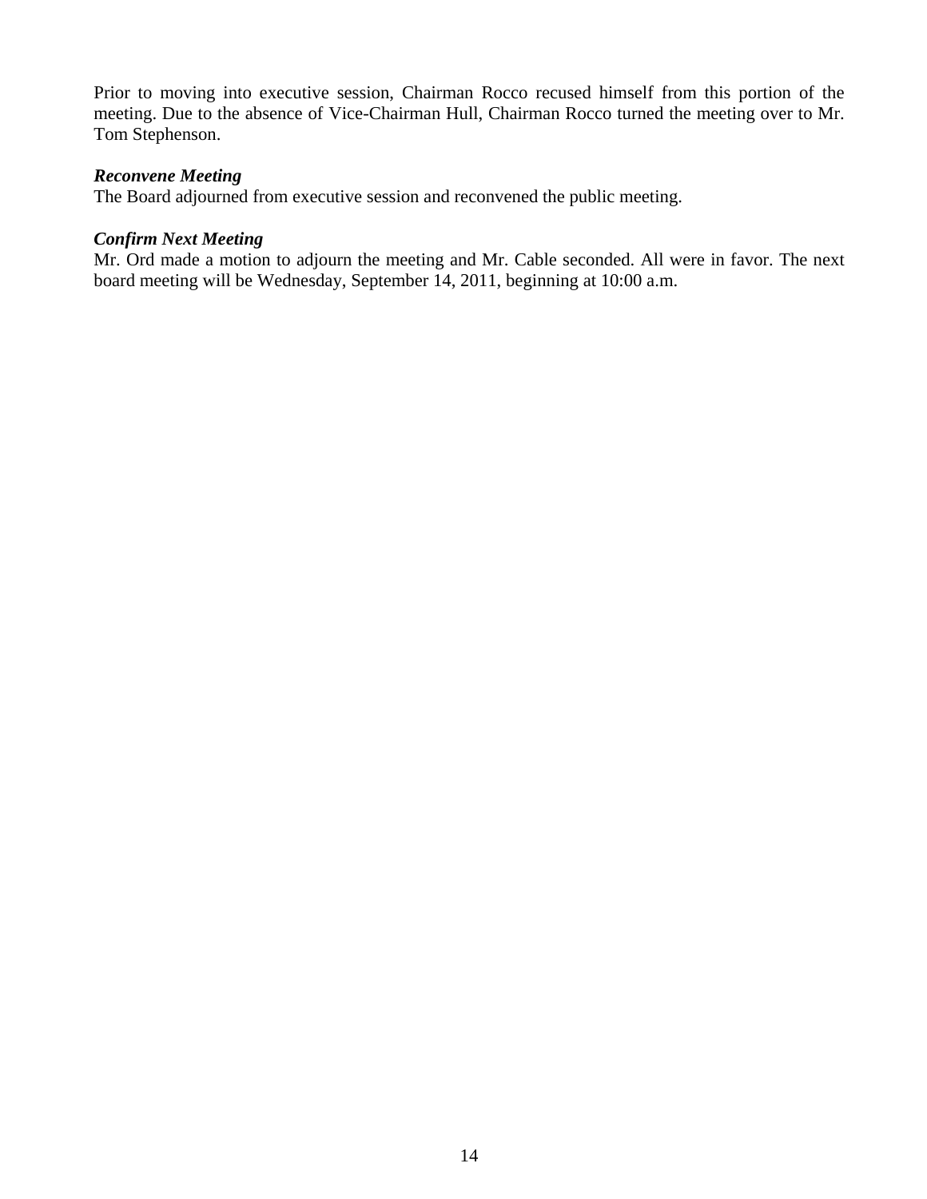Prior to moving into executive session, Chairman Rocco recused himself from this portion of the meeting. Due to the absence of Vice-Chairman Hull, Chairman Rocco turned the meeting over to Mr. Tom Stephenson.

***Reconvene Meeting***

The Board adjourned from executive session and reconvened the public meeting.

***Confirm Next Meeting***

Mr. Ord made a motion to adjourn the meeting and Mr. Cable seconded. All were in favor. The next board meeting will be Wednesday, September 14, 2011, beginning at 10:00 a.m.